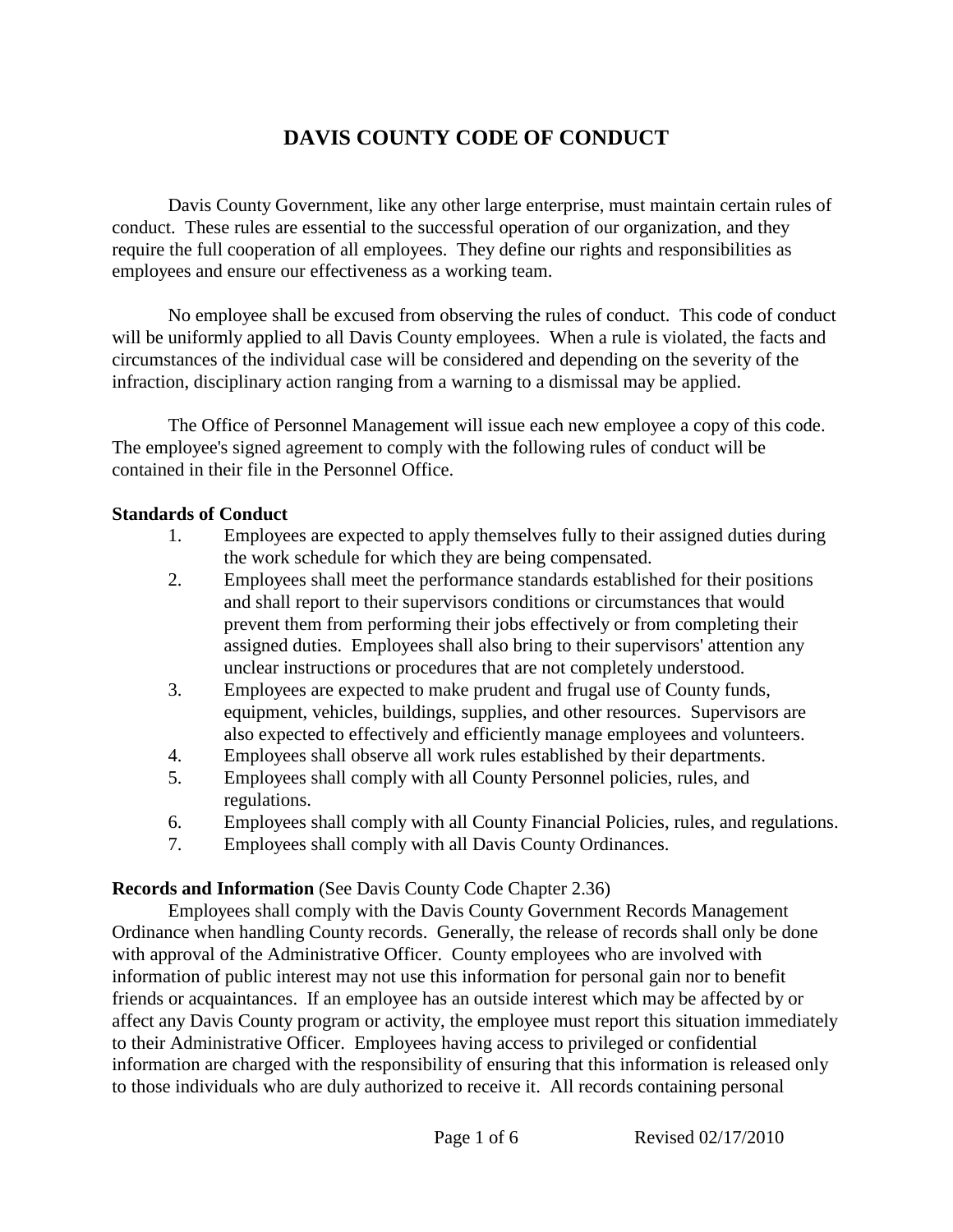# DAVIS COUNTY CODE OF CONDUCT

Davis County Government, like any other large enterprise, must maintain certain rules of conduct. These rules are essential to the successful operation of our organization, and they require the full cooperation of all employees. They define our rights and responsibilities as employees and ensure our effectiveness as a working team.

No employee shall be excused from observing the rules of conduct. This code of conduct will be uniformly applied to all Davis County employees. When a rule is violated, the facts and circumstances of the individual case will be considered and depending on the severity of the infraction, disciplinary action ranging from a warning to a dismissal may be applied.

The Office of Personnel Management will issue each new employee a copy of this code. The employee's signed agreement to comply with the following rules of conduct will be contained in their file in the Personnel Office.

**Standards of Conduct**

1. Employees are expected to apply themselves fully to their assigned duties during the work schedule for which they are being compensated.
2. Employees shall meet the performance standards established for their positions and shall report to their supervisors conditions or circumstances that would prevent them from performing their jobs effectively or from completing their assigned duties. Employees shall also bring to their supervisors' attention any unclear instructions or procedures that are not completely understood.
3. Employees are expected to make prudent and frugal use of County funds, equipment, vehicles, buildings, supplies, and other resources. Supervisors are also expected to effectively and efficiently manage employees and volunteers.
4. Employees shall observe all work rules established by their departments.
5. Employees shall comply with all County Personnel policies, rules, and regulations.
6. Employees shall comply with all County Financial Policies, rules, and regulations.
7. Employees shall comply with all Davis County Ordinances.

**Records and Information** (See Davis County Code Chapter 2.36)

Employees shall comply with the Davis County Government Records Management Ordinance when handling County records. Generally, the release of records shall only be done with approval of the Administrative Officer. County employees who are involved with information of public interest may not use this information for personal gain nor to benefit friends or acquaintances. If an employee has an outside interest which may be affected by or affect any Davis County program or activity, the employee must report this situation immediately to their Administrative Officer. Employees having access to privileged or confidential information are charged with the responsibility of ensuring that this information is released only to those individuals who are duly authorized to receive it. All records containing personal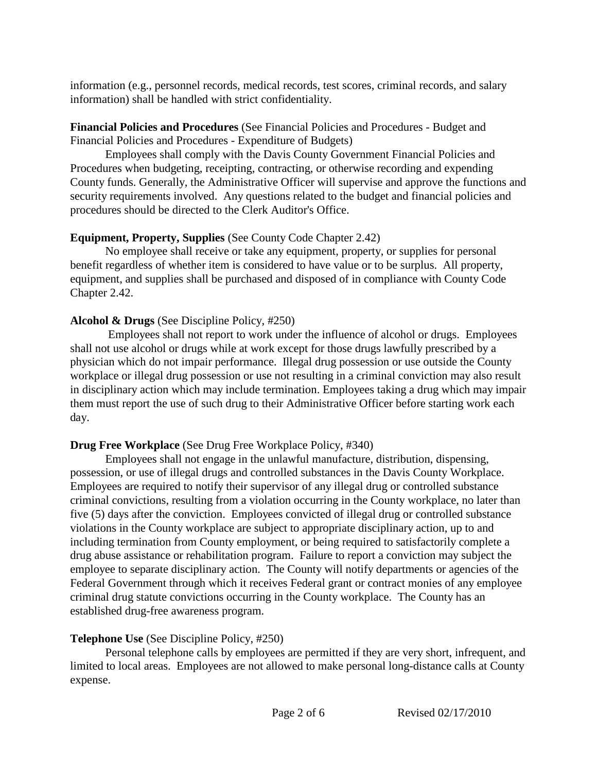information (e.g., personnel records, medical records, test scores, criminal records, and salary information) shall be handled with strict confidentiality.

**Financial Policies and Procedures** (See Financial Policies and Procedures - Budget and Financial Policies and Procedures - Expenditure of Budgets)

Employees shall comply with the Davis County Government Financial Policies and Procedures when budgeting, receipting, contracting, or otherwise recording and expending County funds. Generally, the Administrative Officer will supervise and approve the functions and security requirements involved. Any questions related to the budget and financial policies and procedures should be directed to the Clerk Auditor's Office.

**Equipment, Property, Supplies** (See County Code Chapter 2.42)

No employee shall receive or take any equipment, property, or supplies for personal benefit regardless of whether item is considered to have value or to be surplus. All property, equipment, and supplies shall be purchased and disposed of in compliance with County Code Chapter 2.42.

**Alcohol & Drugs** (See Discipline Policy, #250)

Employees shall not report to work under the influence of alcohol or drugs. Employees shall not use alcohol or drugs while at work except for those drugs lawfully prescribed by a physician which do not impair performance. Illegal drug possession or use outside the County workplace or illegal drug possession or use not resulting in a criminal conviction may also result in disciplinary action which may include termination. Employees taking a drug which may impair them must report the use of such drug to their Administrative Officer before starting work each day.

**Drug Free Workplace** (See Drug Free Workplace Policy, #340)

Employees shall not engage in the unlawful manufacture, distribution, dispensing, possession, or use of illegal drugs and controlled substances in the Davis County Workplace. Employees are required to notify their supervisor of any illegal drug or controlled substance criminal convictions, resulting from a violation occurring in the County workplace, no later than five (5) days after the conviction. Employees convicted of illegal drug or controlled substance violations in the County workplace are subject to appropriate disciplinary action, up to and including termination from County employment, or being required to satisfactorily complete a drug abuse assistance or rehabilitation program. Failure to report a conviction may subject the employee to separate disciplinary action. The County will notify departments or agencies of the Federal Government through which it receives Federal grant or contract monies of any employee criminal drug statute convictions occurring in the County workplace. The County has an established drug-free awareness program.

**Telephone Use** (See Discipline Policy, #250)

Personal telephone calls by employees are permitted if they are very short, infrequent, and limited to local areas. Employees are not allowed to make personal long-distance calls at County expense.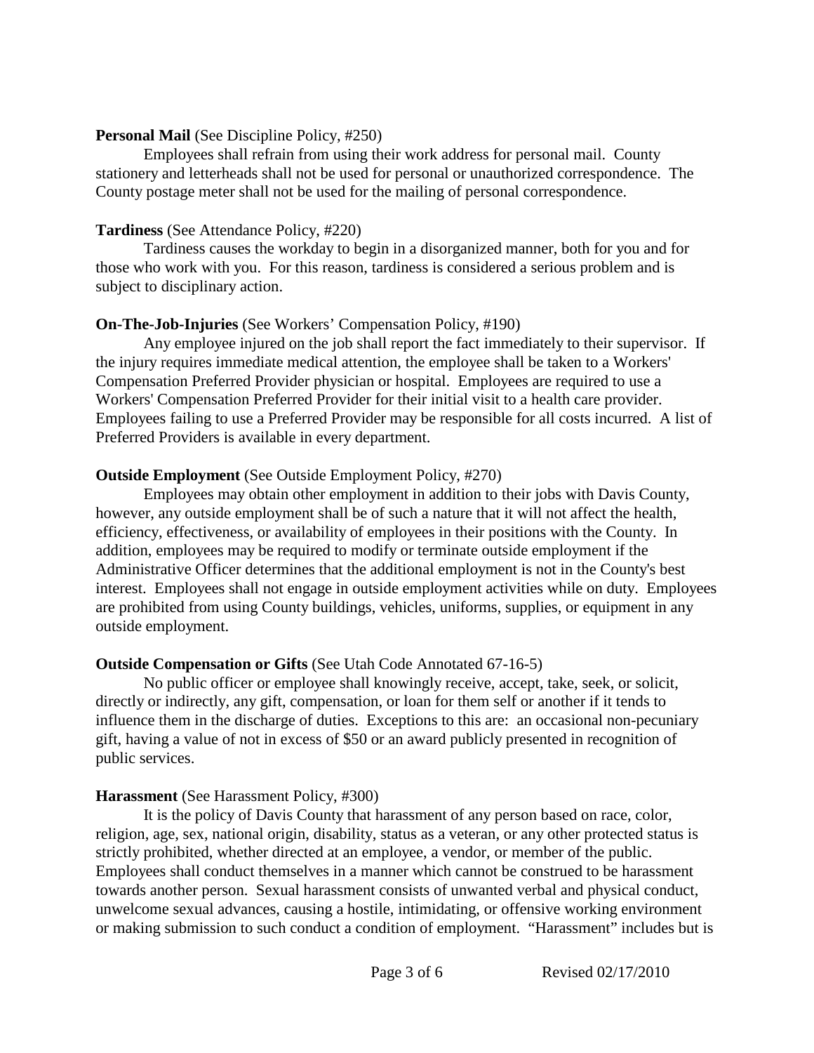**Personal Mail** (See Discipline Policy, #250)

Employees shall refrain from using their work address for personal mail. County stationery and letterheads shall not be used for personal or unauthorized correspondence. The County postage meter shall not be used for the mailing of personal correspondence.

**Tardiness** (See Attendance Policy, #220)

Tardiness causes the workday to begin in a disorganized manner, both for you and for those who work with you. For this reason, tardiness is considered a serious problem and is subject to disciplinary action.

**On-The-Job-Injuries** (See Workers' Compensation Policy, #190)

Any employee injured on the job shall report the fact immediately to their supervisor. If the injury requires immediate medical attention, the employee shall be taken to a Workers' Compensation Preferred Provider physician or hospital. Employees are required to use a Workers' Compensation Preferred Provider for their initial visit to a health care provider. Employees failing to use a Preferred Provider may be responsible for all costs incurred. A list of Preferred Providers is available in every department.

**Outside Employment** (See Outside Employment Policy, #270)

Employees may obtain other employment in addition to their jobs with Davis County, however, any outside employment shall be of such a nature that it will not affect the health, efficiency, effectiveness, or availability of employees in their positions with the County. In addition, employees may be required to modify or terminate outside employment if the Administrative Officer determines that the additional employment is not in the County's best interest. Employees shall not engage in outside employment activities while on duty. Employees are prohibited from using County buildings, vehicles, uniforms, supplies, or equipment in any outside employment.

**Outside Compensation or Gifts** (See Utah Code Annotated 67-16-5)

No public officer or employee shall knowingly receive, accept, take, seek, or solicit, directly or indirectly, any gift, compensation, or loan for them self or another if it tends to influence them in the discharge of duties. Exceptions to this are: an occasional non-pecuniary gift, having a value of not in excess of $50 or an award publicly presented in recognition of public services.

**Harassment** (See Harassment Policy, #300)

It is the policy of Davis County that harassment of any person based on race, color, religion, age, sex, national origin, disability, status as a veteran, or any other protected status is strictly prohibited, whether directed at an employee, a vendor, or member of the public. Employees shall conduct themselves in a manner which cannot be construed to be harassment towards another person. Sexual harassment consists of unwanted verbal and physical conduct, unwelcome sexual advances, causing a hostile, intimidating, or offensive working environment or making submission to such conduct a condition of employment. "Harassment" includes but is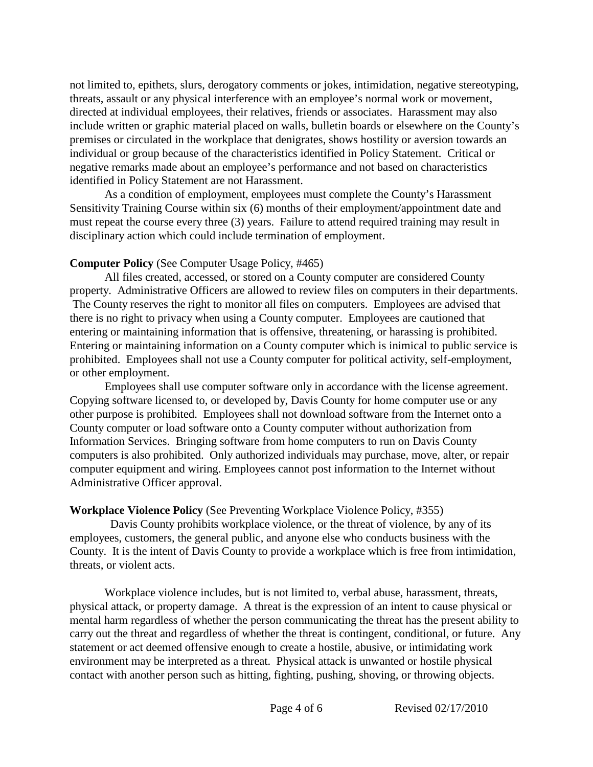not limited to, epithets, slurs, derogatory comments or jokes, intimidation, negative stereotyping, threats, assault or any physical interference with an employee's normal work or movement, directed at individual employees, their relatives, friends or associates. Harassment may also include written or graphic material placed on walls, bulletin boards or elsewhere on the County's premises or circulated in the workplace that denigrates, shows hostility or aversion towards an individual or group because of the characteristics identified in Policy Statement. Critical or negative remarks made about an employee's performance and not based on characteristics identified in Policy Statement are not Harassment.

As a condition of employment, employees must complete the County's Harassment Sensitivity Training Course within six (6) months of their employment/appointment date and must repeat the course every three (3) years. Failure to attend required training may result in disciplinary action which could include termination of employment.

**Computer Policy** (See Computer Usage Policy, #465)

All files created, accessed, or stored on a County computer are considered County property. Administrative Officers are allowed to review files on computers in their departments. The County reserves the right to monitor all files on computers. Employees are advised that there is no right to privacy when using a County computer. Employees are cautioned that entering or maintaining information that is offensive, threatening, or harassing is prohibited. Entering or maintaining information on a County computer which is inimical to public service is prohibited. Employees shall not use a County computer for political activity, self-employment, or other employment.

Employees shall use computer software only in accordance with the license agreement. Copying software licensed to, or developed by, Davis County for home computer use or any other purpose is prohibited. Employees shall not download software from the Internet onto a County computer or load software onto a County computer without authorization from Information Services. Bringing software from home computers to run on Davis County computers is also prohibited. Only authorized individuals may purchase, move, alter, or repair computer equipment and wiring. Employees cannot post information to the Internet without Administrative Officer approval.

**Workplace Violence Policy** (See Preventing Workplace Violence Policy, #355)

Davis County prohibits workplace violence, or the threat of violence, by any of its employees, customers, the general public, and anyone else who conducts business with the County. It is the intent of Davis County to provide a workplace which is free from intimidation, threats, or violent acts.

Workplace violence includes, but is not limited to, verbal abuse, harassment, threats, physical attack, or property damage. A threat is the expression of an intent to cause physical or mental harm regardless of whether the person communicating the threat has the present ability to carry out the threat and regardless of whether the threat is contingent, conditional, or future. Any statement or act deemed offensive enough to create a hostile, abusive, or intimidating work environment may be interpreted as a threat. Physical attack is unwanted or hostile physical contact with another person such as hitting, fighting, pushing, shoving, or throwing objects.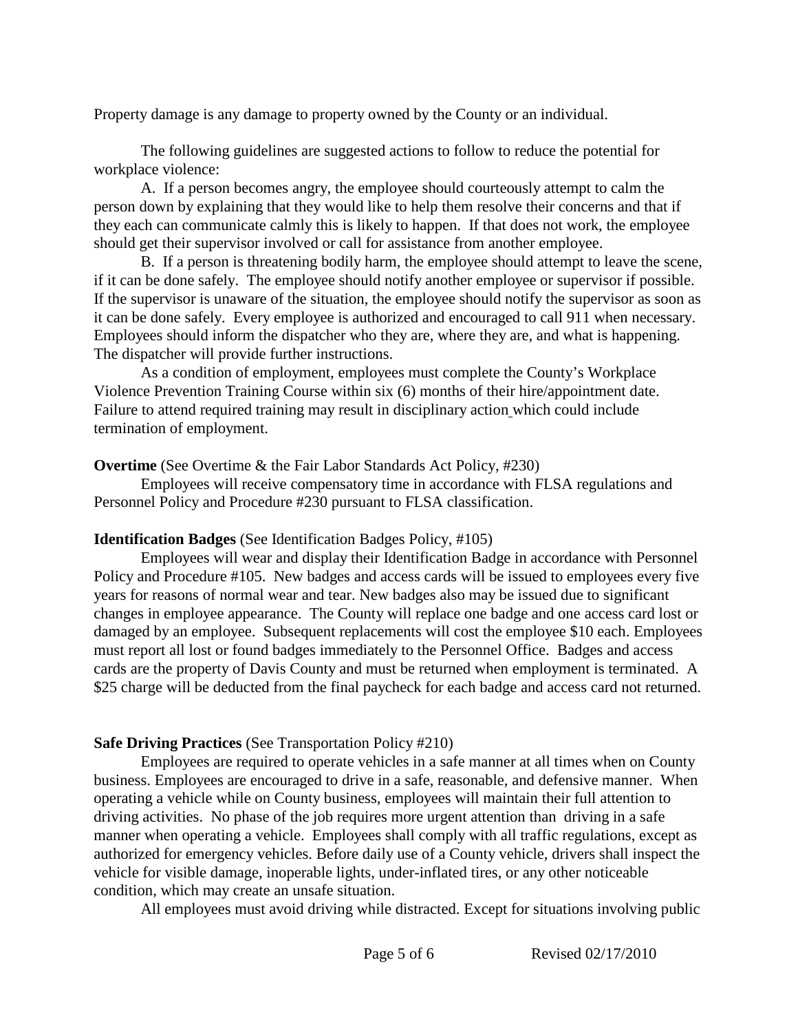Property damage is any damage to property owned by the County or an individual.

The following guidelines are suggested actions to follow to reduce the potential for workplace violence:

A. If a person becomes angry, the employee should courteously attempt to calm the person down by explaining that they would like to help them resolve their concerns and that if they each can communicate calmly this is likely to happen. If that does not work, the employee should get their supervisor involved or call for assistance from another employee.

B. If a person is threatening bodily harm, the employee should attempt to leave the scene, if it can be done safely. The employee should notify another employee or supervisor if possible. If the supervisor is unaware of the situation, the employee should notify the supervisor as soon as it can be done safely. Every employee is authorized and encouraged to call 911 when necessary. Employees should inform the dispatcher who they are, where they are, and what is happening. The dispatcher will provide further instructions.

As a condition of employment, employees must complete the County's Workplace Violence Prevention Training Course within six (6) months of their hire/appointment date. Failure to attend required training may result in disciplinary action which could include termination of employment.

**Overtime** (See Overtime & the Fair Labor Standards Act Policy, #230)

Employees will receive compensatory time in accordance with FLSA regulations and Personnel Policy and Procedure #230 pursuant to FLSA classification.

**Identification Badges** (See Identification Badges Policy, #105)

Employees will wear and display their Identification Badge in accordance with Personnel Policy and Procedure #105. New badges and access cards will be issued to employees every five years for reasons of normal wear and tear. New badges also may be issued due to significant changes in employee appearance. The County will replace one badge and one access card lost or damaged by an employee. Subsequent replacements will cost the employee $10 each. Employees must report all lost or found badges immediately to the Personnel Office. Badges and access cards are the property of Davis County and must be returned when employment is terminated. A $25 charge will be deducted from the final paycheck for each badge and access card not returned.

**Safe Driving Practices** (See Transportation Policy #210)

Employees are required to operate vehicles in a safe manner at all times when on County business. Employees are encouraged to drive in a safe, reasonable, and defensive manner. When operating a vehicle while on County business, employees will maintain their full attention to driving activities. No phase of the job requires more urgent attention than driving in a safe manner when operating a vehicle. Employees shall comply with all traffic regulations, except as authorized for emergency vehicles. Before daily use of a County vehicle, drivers shall inspect the vehicle for visible damage, inoperable lights, under-inflated tires, or any other noticeable condition, which may create an unsafe situation.

All employees must avoid driving while distracted. Except for situations involving public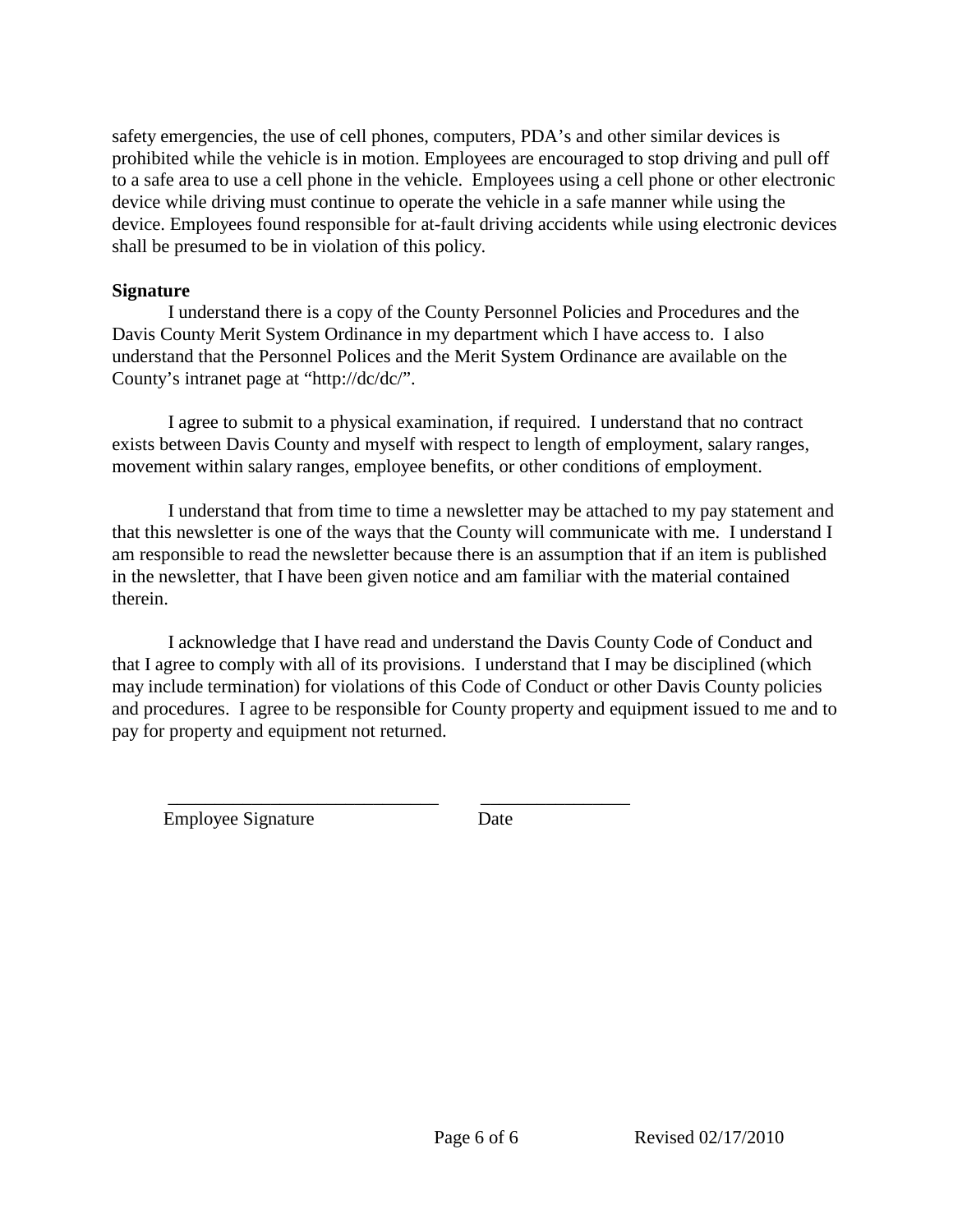safety emergencies, the use of cell phones, computers, PDA's and other similar devices is prohibited while the vehicle is in motion. Employees are encouraged to stop driving and pull off to a safe area to use a cell phone in the vehicle. Employees using a cell phone or other electronic device while driving must continue to operate the vehicle in a safe manner while using the device. Employees found responsible for at-fault driving accidents while using electronic devices shall be presumed to be in violation of this policy.

**Signature**

I understand there is a copy of the County Personnel Policies and Procedures and the Davis County Merit System Ordinance in my department which I have access to. I also understand that the Personnel Polices and the Merit System Ordinance are available on the County's intranet page at "http://dc/dc/".

I agree to submit to a physical examination, if required. I understand that no contract exists between Davis County and myself with respect to length of employment, salary ranges, movement within salary ranges, employee benefits, or other conditions of employment.

I understand that from time to time a newsletter may be attached to my pay statement and that this newsletter is one of the ways that the County will communicate with me. I understand I am responsible to read the newsletter because there is an assumption that if an item is published in the newsletter, that I have been given notice and am familiar with the material contained therein.

I acknowledge that I have read and understand the Davis County Code of Conduct and that I agree to comply with all of its provisions. I understand that I may be disciplined (which may include termination) for violations of this Code of Conduct or other Davis County policies and procedures. I agree to be responsible for County property and equipment issued to me and to pay for property and equipment not returned.

_____________________________ ________________

Employee Signature Date

Revised 02/17/2010